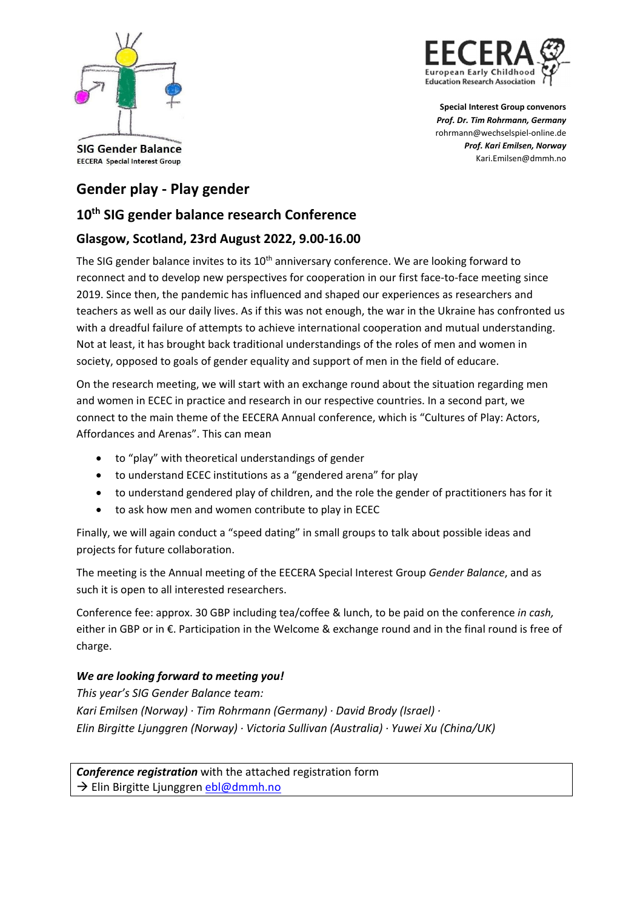SIG Gender Balance
EECERA Special Interest Group

EECERA European Early Childhood Education Research Association

**Special Interest Group convenors**
***Prof. Dr. Tim Rohrmann, Germany***
rohrmann@wechselspiel-online.de
***Prof. Kari Emilsen, Norway***
Kari.Emilsen@dmmh.no

# Gender play - Play gender

## 10th SIG gender balance research Conference

## Glasgow, Scotland, 23rd August 2022, 9.00-16.00

The SIG gender balance invites to its 10th anniversary conference. We are looking forward to reconnect and to develop new perspectives for cooperation in our first face-to-face meeting since 2019. Since then, the pandemic has influenced and shaped our experiences as researchers and teachers as well as our daily lives. As if this was not enough, the war in the Ukraine has confronted us with a dreadful failure of attempts to achieve international cooperation and mutual understanding. Not at least, it has brought back traditional understandings of the roles of men and women in society, opposed to goals of gender equality and support of men in the field of educare.

On the research meeting, we will start with an exchange round about the situation regarding men and women in ECEC in practice and research in our respective countries. In a second part, we connect to the main theme of the EECERA Annual conference, which is "Cultures of Play: Actors, Affordances and Arenas". This can mean

- to "play" with theoretical understandings of gender
- to understand ECEC institutions as a "gendered arena" for play
- to understand gendered play of children, and the role the gender of practitioners has for it
- to ask how men and women contribute to play in ECEC

Finally, we will again conduct a "speed dating" in small groups to talk about possible ideas and projects for future collaboration.

The meeting is the Annual meeting of the EECERA Special Interest Group *Gender Balance*, and as such it is open to all interested researchers.

Conference fee: approx. 30 GBP including tea/coffee & lunch, to be paid on the conference *in cash,* either in GBP or in €. Participation in the Welcome & exchange round and in the final round is free of charge.

***We are looking forward to meeting you!***
*This year's SIG Gender Balance team:*
*Kari Emilsen (Norway) · Tim Rohrmann (Germany) · David Brody (Israel) ·*
*Elin Birgitte Ljunggren (Norway) · Victoria Sullivan (Australia) · Yuwei Xu (China/UK)*

***Conference registration*** with the attached registration form
→ Elin Birgitte Ljunggren ebl@dmmh.no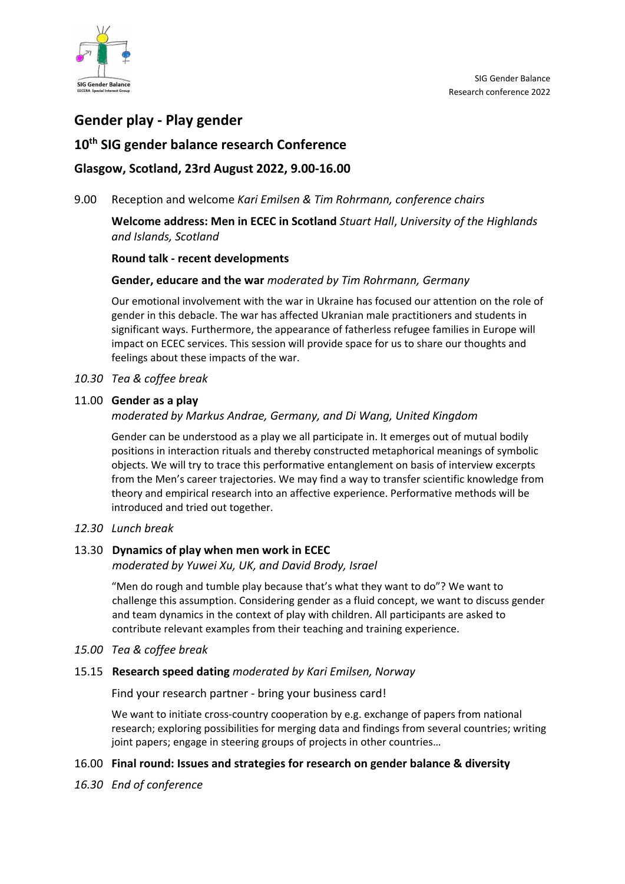## Gender play - Play gender

## 10th SIG gender balance research Conference

## Glasgow, Scotland, 23rd August 2022, 9.00-16.00

9.00 Reception and welcome *Kari Emilsen & Tim Rohrmann, conference chairs*

**Welcome address: Men in ECEC in Scotland** *Stuart Hall*, *University of the Highlands and Islands, Scotland*

**Round talk - recent developments**

**Gender, educare and the war** *moderated by Tim Rohrmann, Germany*

Our emotional involvement with the war in Ukraine has focused our attention on the role of gender in this debacle. The war has affected Ukranian male practitioners and students in significant ways. Furthermore, the appearance of fatherless refugee families in Europe will impact on ECEC services. This session will provide space for us to share our thoughts and feelings about these impacts of the war.

*10.30 Tea & coffee break*

11.00 **Gender as a play**
*moderated by Markus Andrae, Germany, and Di Wang, United Kingdom*

Gender can be understood as a play we all participate in. It emerges out of mutual bodily positions in interaction rituals and thereby constructed metaphorical meanings of symbolic objects. We will try to trace this performative entanglement on basis of interview excerpts from the Men's career trajectories. We may find a way to transfer scientific knowledge from theory and empirical research into an affective experience. Performative methods will be introduced and tried out together.

*12.30 Lunch break*

13.30 **Dynamics of play when men work in ECEC**
*moderated by Yuwei Xu, UK, and David Brody, Israel*

"Men do rough and tumble play because that's what they want to do"? We want to challenge this assumption. Considering gender as a fluid concept, we want to discuss gender and team dynamics in the context of play with children. All participants are asked to contribute relevant examples from their teaching and training experience.

*15.00 Tea & coffee break*

15.15 **Research speed dating** *moderated by Kari Emilsen, Norway*

Find your research partner - bring your business card!

We want to initiate cross-country cooperation by e.g. exchange of papers from national research; exploring possibilities for merging data and findings from several countries; writing joint papers; engage in steering groups of projects in other countries…

16.00 **Final round: Issues and strategies for research on gender balance & diversity**

*16.30 End of conference*